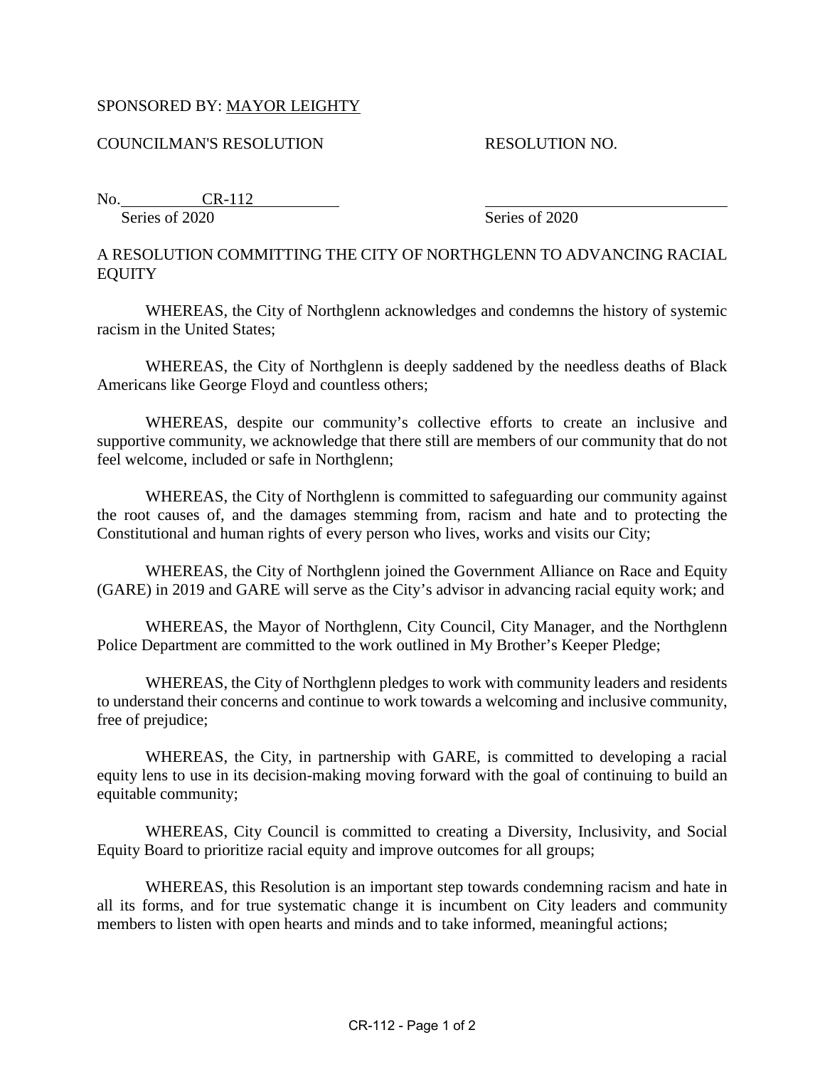SPONSORED BY: MAYOR LEIGHTY

COUNCILMAN'S RESOLUTION RESOLUTION NO.

No. CR-112
Series of 2020 Series of 2020

A RESOLUTION COMMITTING THE CITY OF NORTHGLENN TO ADVANCING RACIAL EQUITY

WHEREAS, the City of Northglenn acknowledges and condemns the history of systemic racism in the United States;

WHEREAS, the City of Northglenn is deeply saddened by the needless deaths of Black Americans like George Floyd and countless others;

WHEREAS, despite our community's collective efforts to create an inclusive and supportive community, we acknowledge that there still are members of our community that do not feel welcome, included or safe in Northglenn;

WHEREAS, the City of Northglenn is committed to safeguarding our community against the root causes of, and the damages stemming from, racism and hate and to protecting the Constitutional and human rights of every person who lives, works and visits our City;

WHEREAS, the City of Northglenn joined the Government Alliance on Race and Equity (GARE) in 2019 and GARE will serve as the City's advisor in advancing racial equity work; and

WHEREAS, the Mayor of Northglenn, City Council, City Manager, and the Northglenn Police Department are committed to the work outlined in My Brother's Keeper Pledge;

WHEREAS, the City of Northglenn pledges to work with community leaders and residents to understand their concerns and continue to work towards a welcoming and inclusive community, free of prejudice;

WHEREAS, the City, in partnership with GARE, is committed to developing a racial equity lens to use in its decision-making moving forward with the goal of continuing to build an equitable community;

WHEREAS, City Council is committed to creating a Diversity, Inclusivity, and Social Equity Board to prioritize racial equity and improve outcomes for all groups;

WHEREAS, this Resolution is an important step towards condemning racism and hate in all its forms, and for true systematic change it is incumbent on City leaders and community members to listen with open hearts and minds and to take informed, meaningful actions;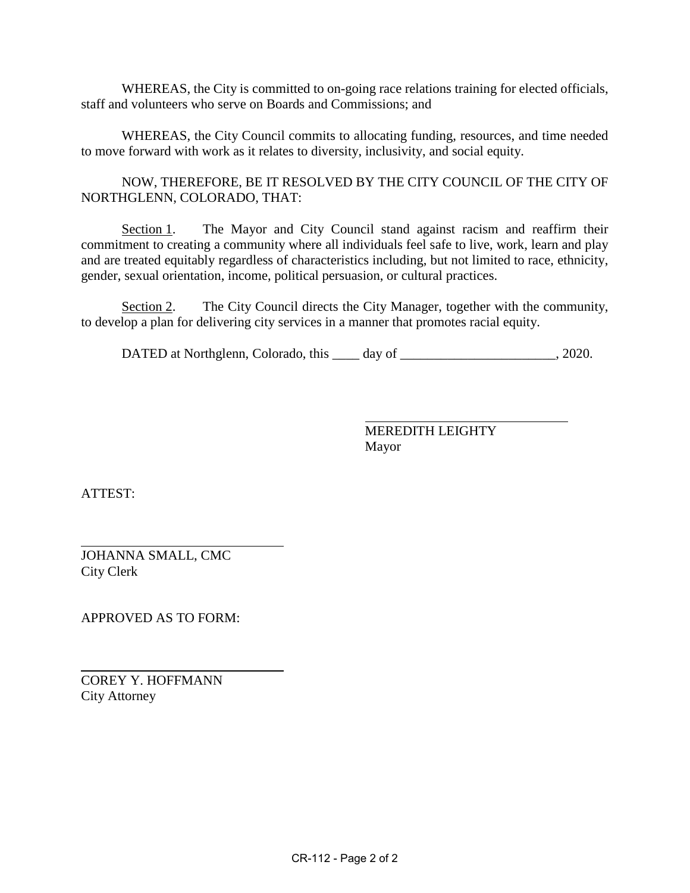WHEREAS, the City is committed to on-going race relations training for elected officials, staff and volunteers who serve on Boards and Commissions; and

WHEREAS, the City Council commits to allocating funding, resources, and time needed to move forward with work as it relates to diversity, inclusivity, and social equity.

NOW, THEREFORE, BE IT RESOLVED BY THE CITY COUNCIL OF THE CITY OF NORTHGLENN, COLORADO, THAT:

Section 1. The Mayor and City Council stand against racism and reaffirm their commitment to creating a community where all individuals feel safe to live, work, learn and play and are treated equitably regardless of characteristics including, but not limited to race, ethnicity, gender, sexual orientation, income, political persuasion, or cultural practices.

Section 2. The City Council directs the City Manager, together with the community, to develop a plan for delivering city services in a manner that promotes racial equity.

DATED at Northglenn, Colorado, this ____ day of _______________________, 2020.

\_\_\_\_\_\_\_\_\_\_\_\_\_\_\_\_\_\_\_\_\_\_\_\_\_\_\_\_\_\_
MEREDITH LEIGHTY
Mayor

ATTEST:

\_\_\_\_\_\_\_\_\_\_\_\_\_\_\_\_\_\_\_\_\_\_\_\_\_\_\_\_\_\_
JOHANNA SMALL, CMC
City Clerk

APPROVED AS TO FORM:

\_\_\_\_\_\_\_\_\_\_\_\_\_\_\_\_\_\_\_\_\_\_\_\_\_\_\_\_\_\_
COREY Y. HOFFMANN
City Attorney